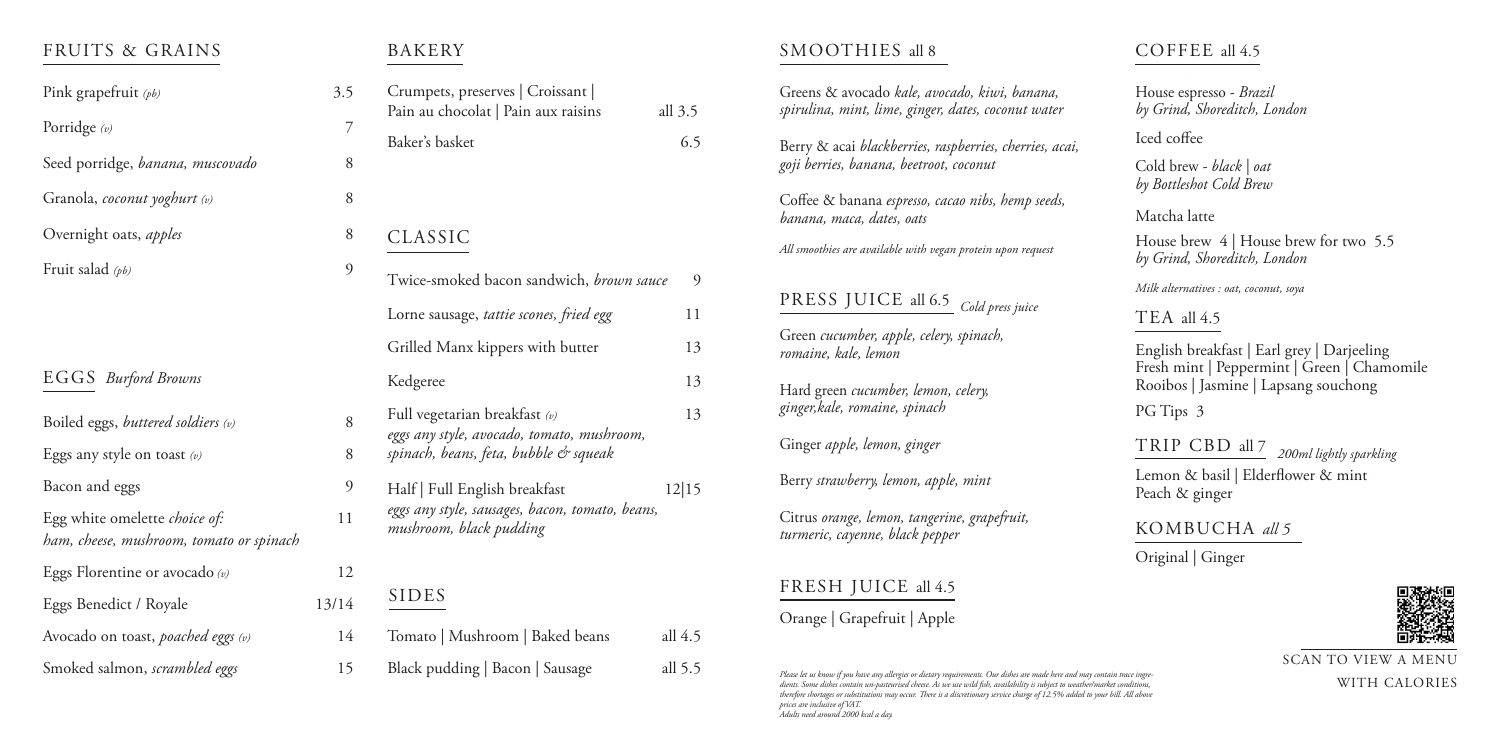## FRUITS & GRAINS

| | |
|---|---|
| Pink grapefruit *(pb)* | 3.5 |
| Porridge *(v)* | 7 |
| Seed porridge, *banana, muscovado* | 8 |
| Granola, *coconut yoghurt (v)* | 8 |
| Overnight oats, *apples* | 8 |
| Fruit salad *(pb)* | 9 |

## EGGS *Burford Browns*

| | |
|---|---|
| Boiled eggs, *buttered soldiers (v)* | 8 |
| Eggs any style on toast *(v)* | 8 |
| Bacon and eggs | 9 |
| Egg white omelette *choice of: ham, cheese, mushroom, tomato or spinach* | 11 |
| Eggs Florentine or avocado *(v)* | 12 |
| Eggs Benedict / Royale | 13/14 |
| Avocado on toast, *poached eggs (v)* | 14 |
| Smoked salmon, *scrambled eggs* | 15 |

## BAKERY

| | |
|---|---|
| Crumpets, preserves \| Croissant \| Pain au chocolat \| Pain aux raisins | all 3.5 |
| Baker's basket | 6.5 |

## CLASSIC

| | |
|---|---|
| Twice-smoked bacon sandwich, *brown sauce* | 9 |
| Lorne sausage, *tattie scones, fried egg* | 11 |
| Grilled Manx kippers with butter | 13 |
| Kedgeree | 13 |
| Full vegetarian breakfast *(v)* *eggs any style, avocado, tomato, mushroom, spinach, beans, feta, bubble & squeak* | 13 |
| Half \| Full English breakfast *eggs any style, sausages, bacon, tomato, beans, mushroom, black pudding* | 12\|15 |

## SIDES

| | |
|---|---|
| Tomato \| Mushroom \| Baked beans | all 4.5 |
| Black pudding \| Bacon \| Sausage | all 5.5 |

## SMOOTHIES all 8

Greens & avocado *kale, avocado, kiwi, banana, spirulina, mint, lime, ginger, dates, coconut water*

Berry & acai *blackberries, raspberries, cherries, acai, goji berries, banana, beetroot, coconut*

Coffee & banana *espresso, cacao nibs, hemp seeds, banana, maca, dates, oats*

*All smoothies are available with vegan protein upon request*

## PRESS JUICE all 6.5 *Cold press juice*

Green *cucumber, apple, celery, spinach, romaine, kale, lemon*

Hard green *cucumber, lemon, celery, ginger,kale, romaine, spinach*

Ginger *apple, lemon, ginger*

Berry *strawberry, lemon, apple, mint*

Citrus *orange, lemon, tangerine, grapefruit, turmeric, cayenne, black pepper*

## FRESH JUICE all 4.5

Orange | Grapefruit | Apple

*Please let us know if you have any allergies or dietary requirements. Our dishes are made here and may contain trace ingredients. Some dishes contain un-pasteurised cheese. As we use wild fish, availability is subject to weather/market conditions, therefore shortages or substitutions may occur. There is a discretionary service charge of 12.5% added to your bill. All above prices are inclusive of VAT.*
*Adults need around 2000 kcal a day*

## COFFEE all 4.5

House espresso - *Brazil by Grind, Shoreditch, London*

Iced coffee

Cold brew - *black | oat by Bottleshot Cold Brew*

Matcha latte

House brew 4 | House brew for two 5.5
*by Grind, Shoreditch, London*

*Milk alternatives : oat, coconut, soya*

## TEA all 4.5

English breakfast | Earl grey | Darjeeling
Fresh mint | Peppermint | Green | Chamomile
Rooibos | Jasmine | Lapsang souchong

PG Tips 3

## TRIP CBD all 7 *200ml lightly sparkling*

Lemon & basil | Elderflower & mint
Peach & ginger

## KOMBUCHA *all 5*

Original | Ginger

SCAN TO VIEW A MENU WITH CALORIES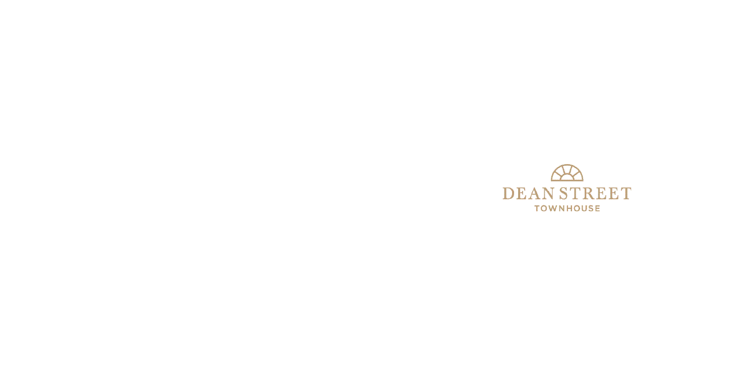DEAN STREET

TOWNHOUSE